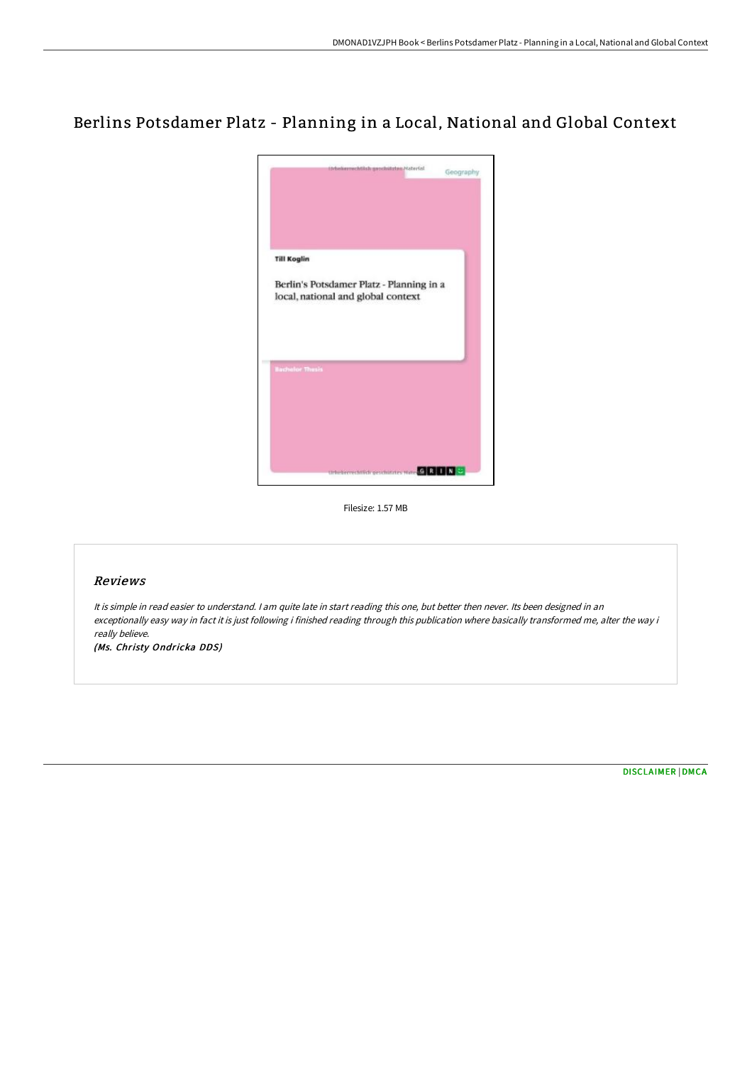# Berlins Potsdamer Platz - Planning in a Local, National and Global Context

Filesize: 1.57 MB

## Reviews

*It is simple in read easier to understand. I am quite late in start reading this one, but better then never. Its been designed in an exceptionally easy way in fact it is just following i finished reading through this publication where basically transformed me, alter the way i really believe.*

***(Ms. Christy Ondricka DDS)***

DISCLAIMER | DMCA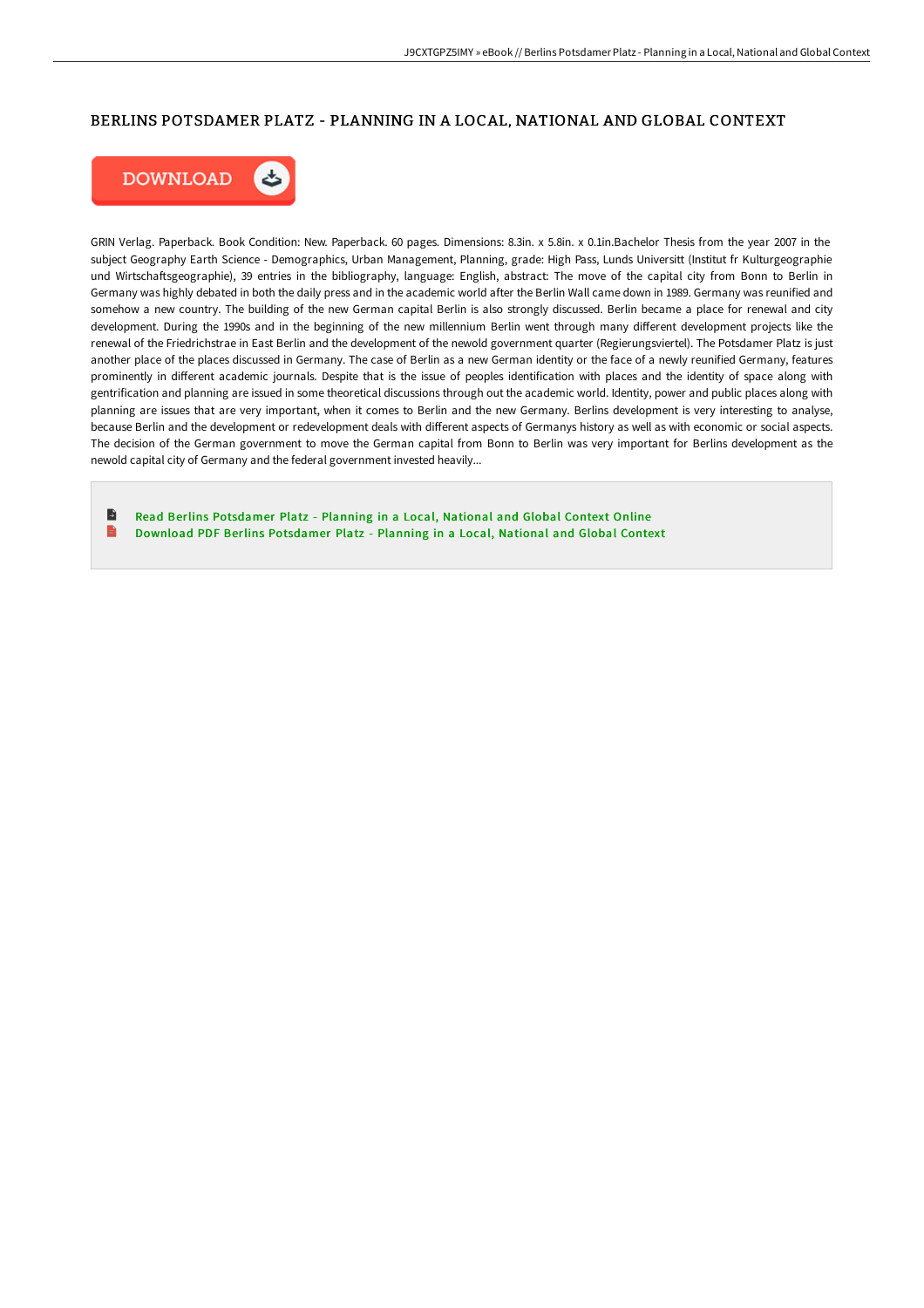# BERLINS POTSDAMER PLATZ - PLANNING IN A LOCAL, NATIONAL AND GLOBAL CONTEXT

GRIN Verlag. Paperback. Book Condition: New. Paperback. 60 pages. Dimensions: 8.3in. x 5.8in. x 0.1in.Bachelor Thesis from the year 2007 in the subject Geography Earth Science - Demographics, Urban Management, Planning, grade: High Pass, Lunds Universitt (Institut fr Kulturgeographie und Wirtschaftsgeographie), 39 entries in the bibliography, language: English, abstract: The move of the capital city from Bonn to Berlin in Germany was highly debated in both the daily press and in the academic world after the Berlin Wall came down in 1989. Germany was reunified and somehow a new country. The building of the new German capital Berlin is also strongly discussed. Berlin became a place for renewal and city development. During the 1990s and in the beginning of the new millennium Berlin went through many different development projects like the renewal of the Friedrichstrae in East Berlin and the development of the newold government quarter (Regierungsviertel). The Potsdamer Platz is just another place of the places discussed in Germany. The case of Berlin as a new German identity or the face of a newly reunified Germany, features prominently in different academic journals. Despite that is the issue of peoples identification with places and the identity of space along with gentrification and planning are issued in some theoretical discussions through out the academic world. Identity, power and public places along with planning are issues that are very important, when it comes to Berlin and the new Germany. Berlins development is very interesting to analyse, because Berlin and the development or redevelopment deals with different aspects of Germanys history as well as with economic or social aspects. The decision of the German government to move the German capital from Bonn to Berlin was very important for Berlins development as the newold capital city of Germany and the federal government invested heavily...

Read Berlins Potsdamer Platz - Planning in a Local, National and Global Context Online
Download PDF Berlins Potsdamer Platz - Planning in a Local, National and Global Context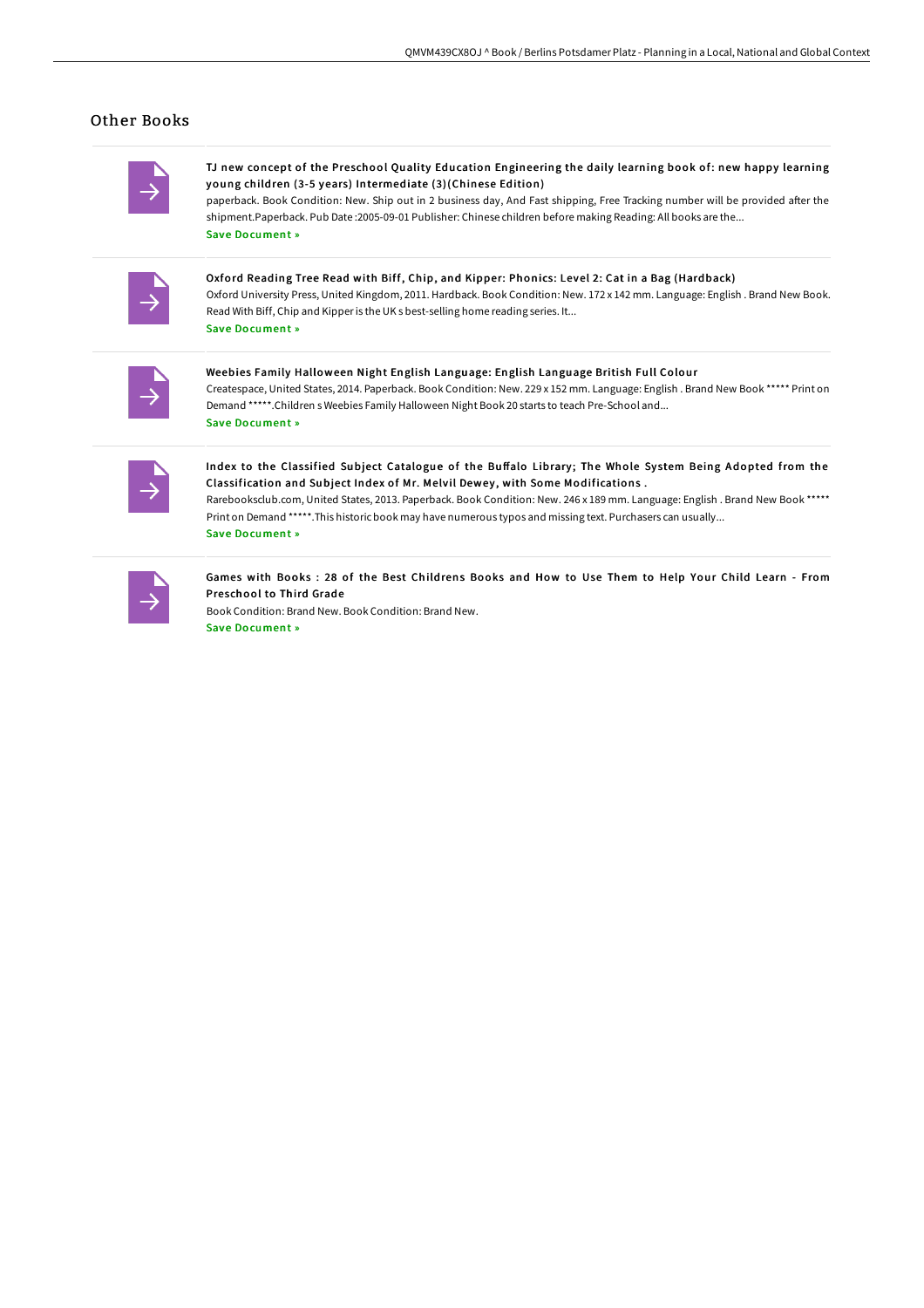## Other Books

**TJ new concept of the Preschool Quality Education Engineering the daily learning book of: new happy learning young children (3-5 years) Intermediate (3)(Chinese Edition)**

paperback. Book Condition: New. Ship out in 2 business day, And Fast shipping, Free Tracking number will be provided after the shipment.Paperback. Pub Date :2005-09-01 Publisher: Chinese children before making Reading: All books are the...

Save Document »

**Oxford Reading Tree Read with Biff, Chip, and Kipper: Phonics: Level 2: Cat in a Bag (Hardback)**

Oxford University Press, United Kingdom, 2011. Hardback. Book Condition: New. 172 x 142 mm. Language: English . Brand New Book. Read With Biff, Chip and Kipper is the UK s best-selling home reading series. It...

Save Document »

**Weebies Family Halloween Night English Language: English Language British Full Colour**

Createspace, United States, 2014. Paperback. Book Condition: New. 229 x 152 mm. Language: English . Brand New Book ***** Print on Demand *****.Children s Weebies Family Halloween Night Book 20 starts to teach Pre-School and...

Save Document »

**Index to the Classified Subject Catalogue of the Buffalo Library; The Whole System Being Adopted from the Classification and Subject Index of Mr. Melvil Dewey, with Some Modifications .**

Rarebooksclub.com, United States, 2013. Paperback. Book Condition: New. 246 x 189 mm. Language: English . Brand New Book ***** Print on Demand *****.This historic book may have numerous typos and missing text. Purchasers can usually...

Save Document »

**Games with Books : 28 of the Best Childrens Books and How to Use Them to Help Your Child Learn - From Preschool to Third Grade**

Book Condition: Brand New. Book Condition: Brand New.

Save Document »